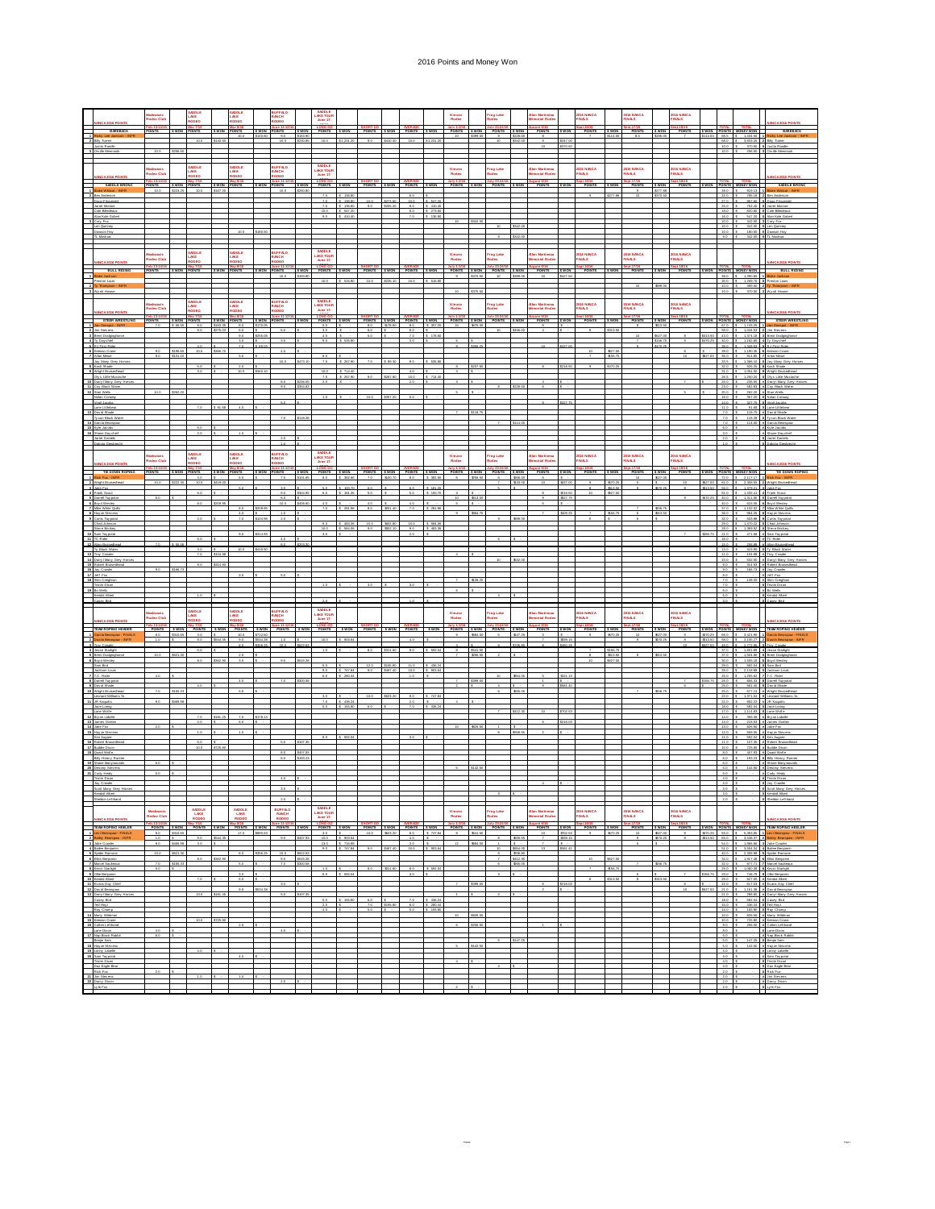# 2016 Points and Money Won

## NMNCA 2016 POINTS

### BAREBACK

### SADDLE BRONC

### BULL RIDING

### STEER WRESTLING

### TIE DOWN ROPING

### TEAM ROPING HEADER

### TEAM ROPING HEELER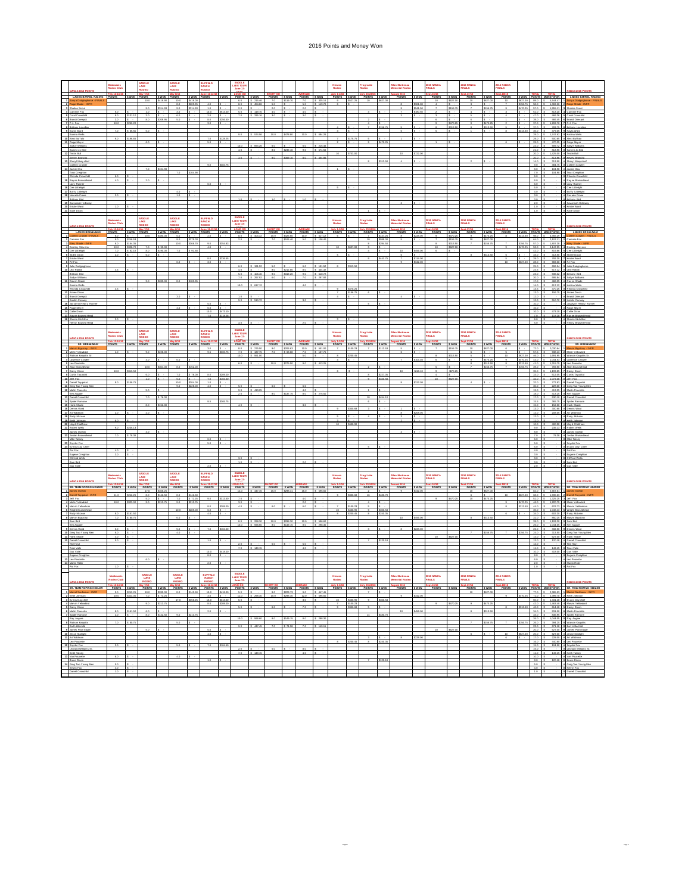# 2016 Points and Money Won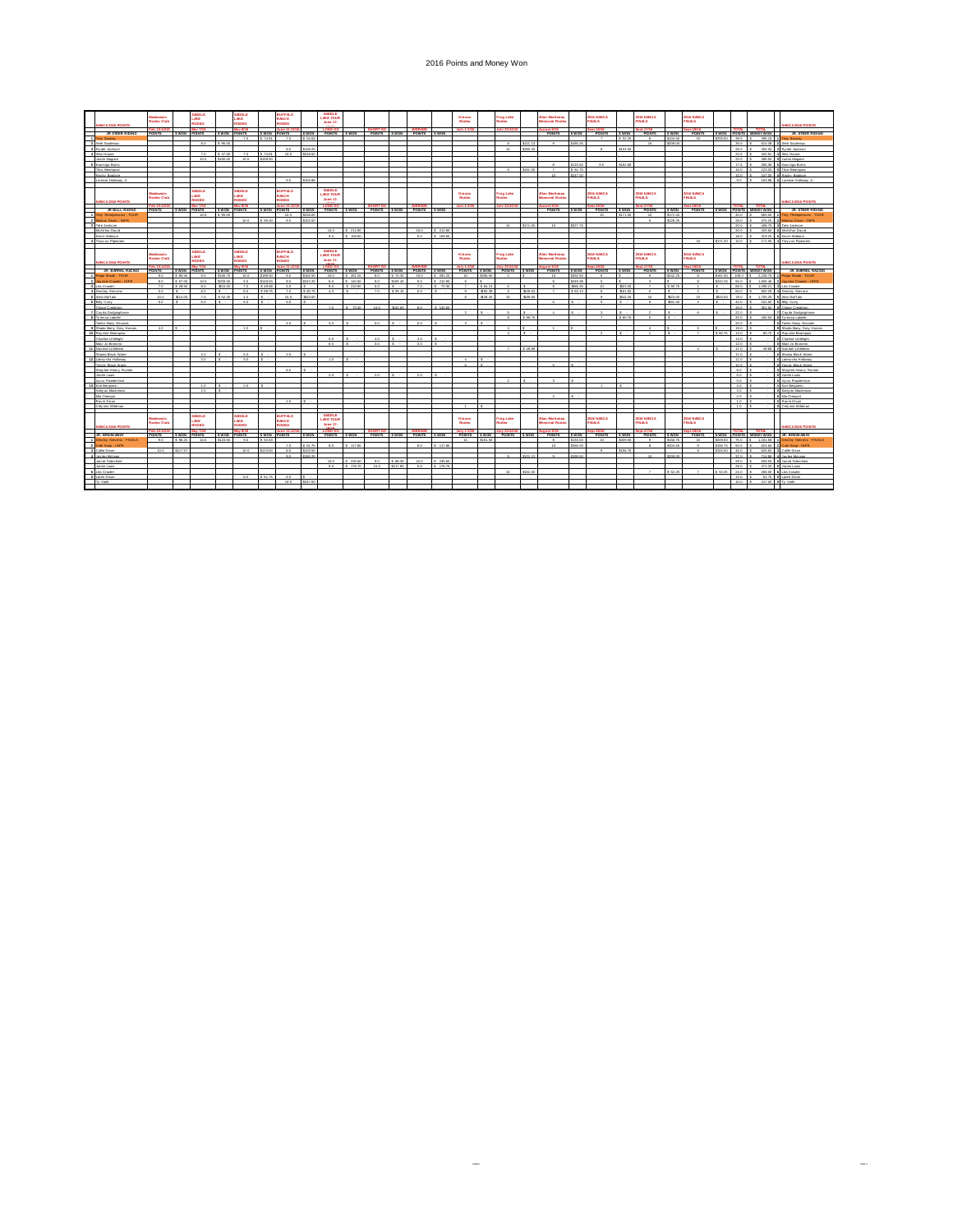# 2016 Points and Money Won

## NANCA 2016 POINTS — JR STEER RIDING

| Rank | JR STEER RIDING | Total Points | Total Money Won |
|---|---|---|---|
| 1 | Troy Holloway | 39.0 | $ 395.10 |
| 2 | Seth Soulineau | 36.0 | $ 610.38 |
| 3 | Ryder Jackson | 26.0 | $ 184.33 |
| 4 | Wes House | 23.0 | $ 240.83 |
| 5 | Justin Maguire | 20.0 | $ 389.50 |
| 6 | Kawliga Burns | 17.5 | $ 355.38 |
| 7 | Titus Bearspaw | 16.0 | $ 272.20 |
| 8 | Rocky Baptiste | 10.0 | $ 327.00 |
| 9 | Lorenzo Holloway Jr. | 9.0 | $ 163.88 |

## NANCA 2016 POINTS — JR BULL RIDING

| Rank | JR BULL RIDING | Total Points | Total Money Won |
|---|---|---|---|
| 1 | Trey Threepersons - TOUR | 30.0 | $ 485.00 |
| 2 | Marcus Dixon - ISFR | 28.0 | $ 375.25 |
| 3 | Tate Jackson | 20.0 | $ 388.75 |
| 4 | Nicholas David | 20.0 | $ 425.60 |
| 5 | Kevin Wallace | 18.0 | $ 310.20 |
| 6 | Treyson Pipestem | 10.0 | $ 171.00 |

## NANCA 2016 POINTS — JR BARREL RACING

| Rank | JR BARREL RACING | Total Points | Total Money Won |
|---|---|---|---|
| 1 | Paige Shade - TOUR | 108.0 | $ 2,226.75 |
| 2 | Gaylene Cowder - ISFR | 94.0 | $ 1,605.08 |
| 3 | Lila Crowfeet | 86.0 | $ 1,086.21 |
| 4 | Destiny Stevens | 80.0 | $ 803.29 |
| 5 | Ariel Raffuh | 76.0 | $ 1,705.25 |
| 6 | Billy Curry | 63.0 | $ 161.50 |

## NANCA 2016 POINTS — JR BREAKAWAY

| Rank | JR BREAKAWAY | Total Points | Total Money Won |
|---|---|---|---|
| 1 | Destiny Stevens - FINALS | 75.0 | $ 1,161.98 |
| 2 | Cole Soup - ISFR | 50.0 | $ 601.98 |
| 3 | Callie Dixon | 45.0 | $ 625.82 |
| 4 | Jaylin McLean | 37.0 | $ 711.38 |
| 5 | Jacob Tailfeather | 28.0 | $ 550.55 |
| 6 | Jaime Louis | 28.0 | $ 471.20 |
| 7 | Lila Crowfeet | 24.0 | $ 266.00 |
| 8 | Lane Dixon | 14.0 | $ 51.75 |
| 9 | Ty Valle | 10.0 | $ 247.00 |